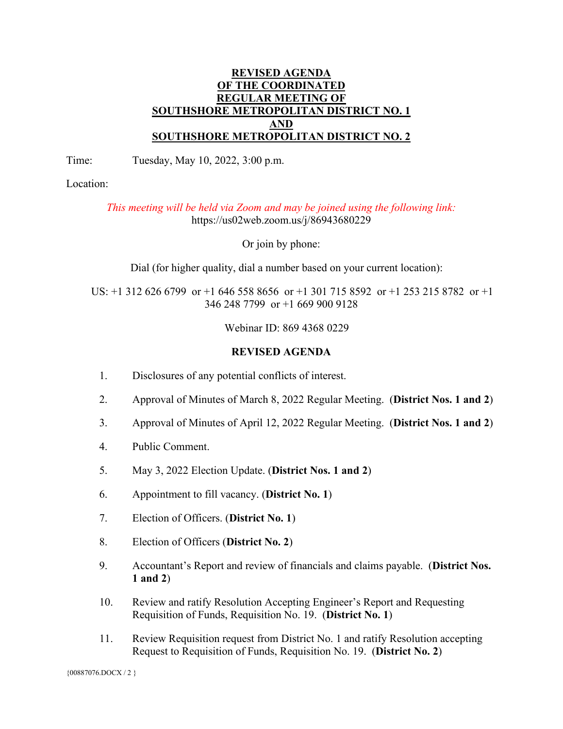# REVISED AGENDA
# OF THE COORDINATED
# REGULAR MEETING OF
# SOUTHSHORE METROPOLITAN DISTRICT NO. 1
# AND
# SOUTHSHORE METROPOLITAN DISTRICT NO. 2

Time: Tuesday, May 10, 2022, 3:00 p.m.

Location:

*This meeting will be held via Zoom and may be joined using the following link:*
https://us02web.zoom.us/j/86943680229

Or join by phone:

Dial (for higher quality, dial a number based on your current location):

US: +1 312 626 6799 or +1 646 558 8656 or +1 301 715 8592 or +1 253 215 8782 or +1 346 248 7799 or +1 669 900 9128

Webinar ID: 869 4368 0229

## REVISED AGENDA

1. Disclosures of any potential conflicts of interest.

2. Approval of Minutes of March 8, 2022 Regular Meeting. (**District Nos. 1 and 2**)

3. Approval of Minutes of April 12, 2022 Regular Meeting. (**District Nos. 1 and 2**)

4. Public Comment.

5. May 3, 2022 Election Update. (**District Nos. 1 and 2**)

6. Appointment to fill vacancy. (**District No. 1**)

7. Election of Officers. (**District No. 1**)

8. Election of Officers (**District No. 2**)

9. Accountant's Report and review of financials and claims payable. (**District Nos. 1 and 2**)

10. Review and ratify Resolution Accepting Engineer's Report and Requesting Requisition of Funds, Requisition No. 19. (**District No. 1**)

11. Review Requisition request from District No. 1 and ratify Resolution accepting Request to Requisition of Funds, Requisition No. 19. (**District No. 2**)

{00887076.DOCX / 2 }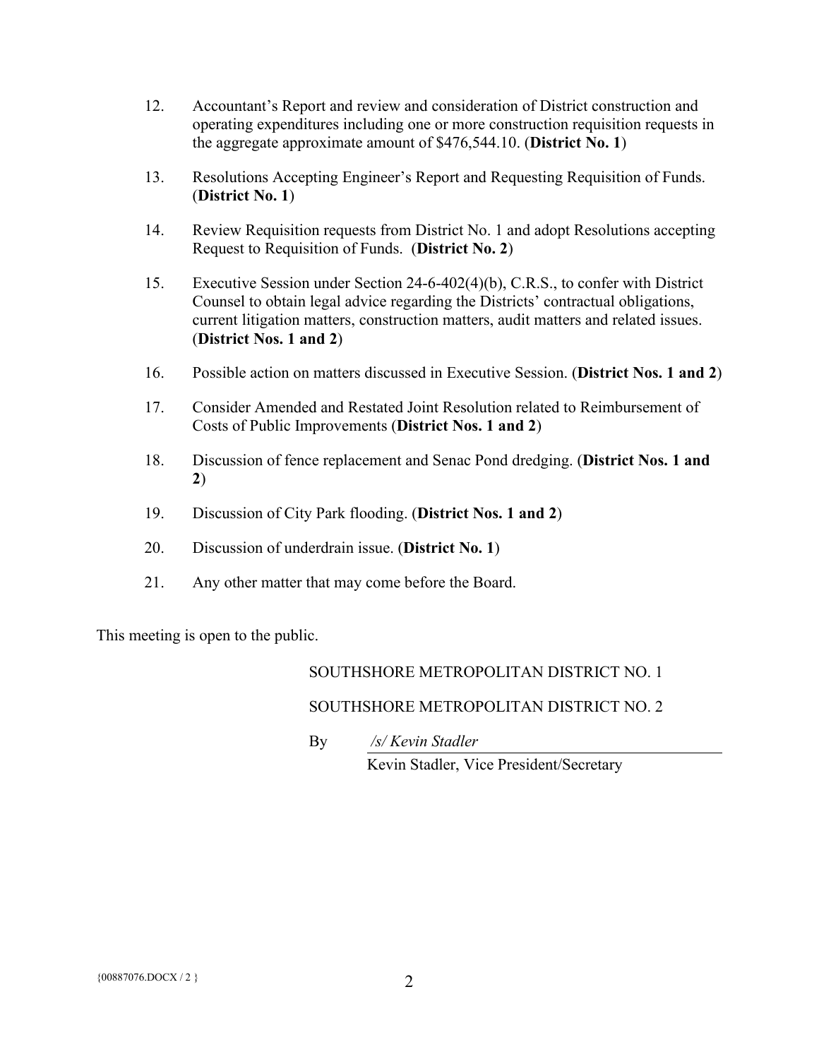12. Accountant's Report and review and consideration of District construction and operating expenditures including one or more construction requisition requests in the aggregate approximate amount of $476,544.10. (**District No. 1**)

13. Resolutions Accepting Engineer's Report and Requesting Requisition of Funds. (**District No. 1**)

14. Review Requisition requests from District No. 1 and adopt Resolutions accepting Request to Requisition of Funds. (**District No. 2**)

15. Executive Session under Section 24-6-402(4)(b), C.R.S., to confer with District Counsel to obtain legal advice regarding the Districts' contractual obligations, current litigation matters, construction matters, audit matters and related issues. (**District Nos. 1 and 2**)

16. Possible action on matters discussed in Executive Session. (**District Nos. 1 and 2**)

17. Consider Amended and Restated Joint Resolution related to Reimbursement of Costs of Public Improvements (**District Nos. 1 and 2**)

18. Discussion of fence replacement and Senac Pond dredging. (**District Nos. 1 and 2**)

19. Discussion of City Park flooding. (**District Nos. 1 and 2**)

20. Discussion of underdrain issue. (**District No. 1**)

21. Any other matter that may come before the Board.

This meeting is open to the public.

SOUTHSHORE METROPOLITAN DISTRICT NO. 1

SOUTHSHORE METROPOLITAN DISTRICT NO. 2

By *&#47;s&#47; Kevin Stadler*

Kevin Stadler, Vice President/Secretary

{00887076.DOCX / 2 }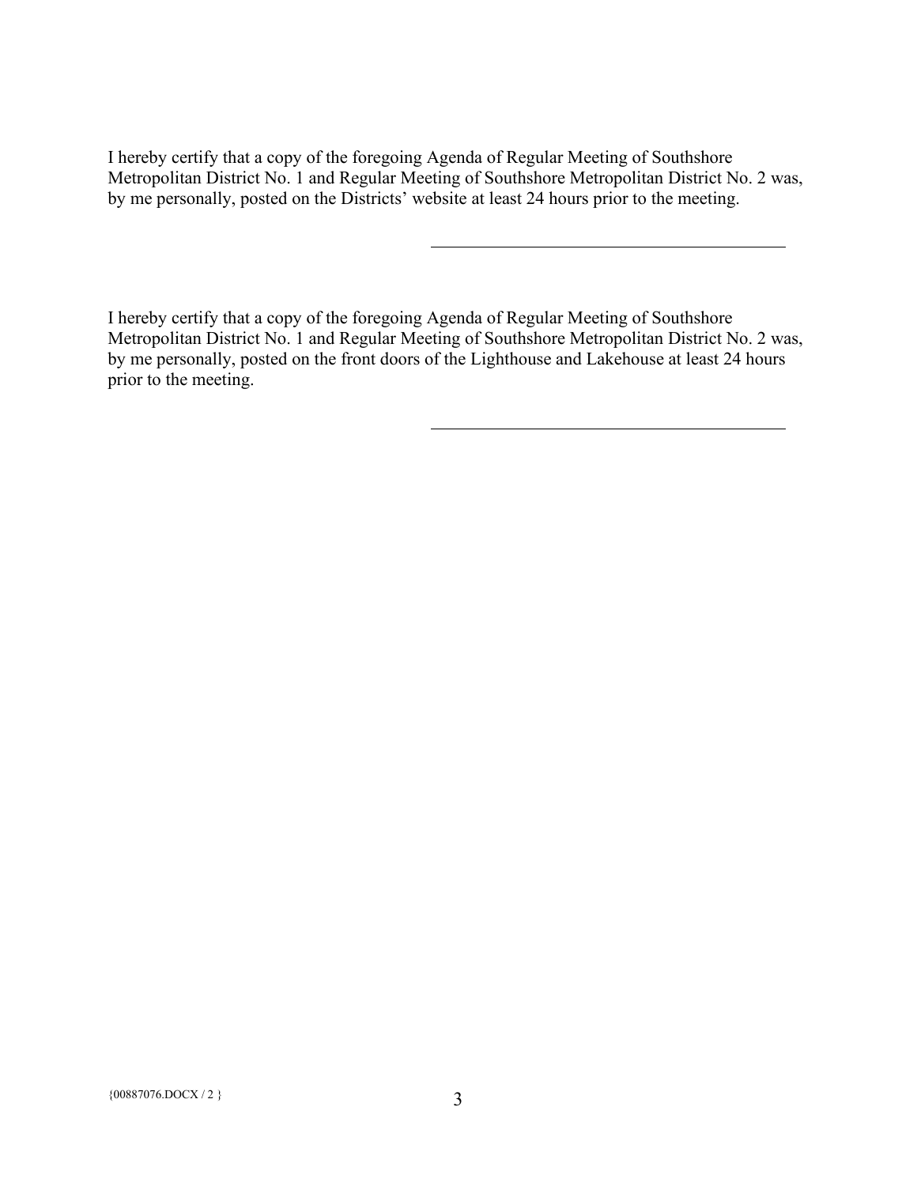I hereby certify that a copy of the foregoing Agenda of Regular Meeting of Southshore Metropolitan District No. 1 and Regular Meeting of Southshore Metropolitan District No. 2 was, by me personally, posted on the Districts' website at least 24 hours prior to the meeting.

\_\_\_\_\_\_\_\_\_\_\_\_\_\_\_\_\_\_\_\_\_\_\_\_\_\_\_\_\_\_\_\_\_\_\_\_\_\_\_\_

I hereby certify that a copy of the foregoing Agenda of Regular Meeting of Southshore Metropolitan District No. 1 and Regular Meeting of Southshore Metropolitan District No. 2 was, by me personally, posted on the front doors of the Lighthouse and Lakehouse at least 24 hours prior to the meeting.

\_\_\_\_\_\_\_\_\_\_\_\_\_\_\_\_\_\_\_\_\_\_\_\_\_\_\_\_\_\_\_\_\_\_\_\_\_\_\_\_

{00887076.DOCX / 2 }